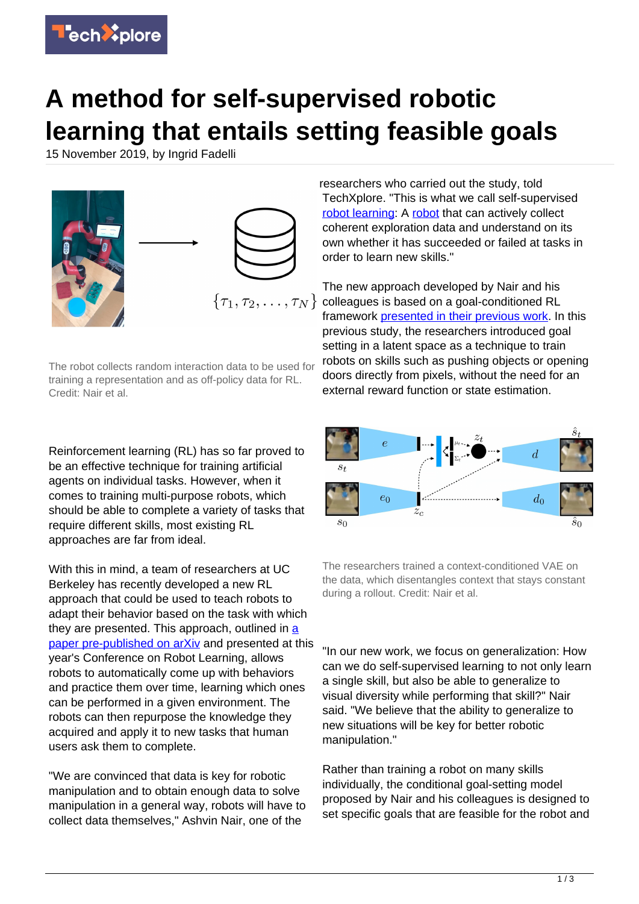# A method for self-supervised robotic learning that entails setting feasible goals

15 November 2019, by Ingrid Fadelli

The robot collects random interaction data to be used for training a representation and as off-policy data for RL. Credit: Nair et al.

Reinforcement learning (RL) has so far proved to be an effective technique for training artificial agents on individual tasks. However, when it comes to training multi-purpose robots, which should be able to complete a variety of tasks that require different skills, most existing RL approaches are far from ideal.

With this in mind, a team of researchers at UC Berkeley has recently developed a new RL approach that could be used to teach robots to adapt their behavior based on the task with which they are presented. This approach, outlined in a paper pre-published on arXiv and presented at this year's Conference on Robot Learning, allows robots to automatically come up with behaviors and practice them over time, learning which ones can be performed in a given environment. The robots can then repurpose the knowledge they acquired and apply it to new tasks that human users ask them to complete.

"We are convinced that data is key for robotic manipulation and to obtain enough data to solve manipulation in a general way, robots will have to collect data themselves," Ashvin Nair, one of the researchers who carried out the study, told TechXplore. "This is what we call self-supervised robot learning: A robot that can actively collect coherent exploration data and understand on its own whether it has succeeded or failed at tasks in order to learn new skills."

The new approach developed by Nair and his colleagues is based on a goal-conditioned RL framework presented in their previous work. In this previous study, the researchers introduced goal setting in a latent space as a technique to train robots on skills such as pushing objects or opening doors directly from pixels, without the need for an external reward function or state estimation.

The researchers trained a context-conditioned VAE on the data, which disentangles context that stays constant during a rollout. Credit: Nair et al.

"In our new work, we focus on generalization: How can we do self-supervised learning to not only learn a single skill, but also be able to generalize to visual diversity while performing that skill?" Nair said. "We believe that the ability to generalize to new situations will be key for better robotic manipulation."

Rather than training a robot on many skills individually, the conditional goal-setting model proposed by Nair and his colleagues is designed to set specific goals that are feasible for the robot and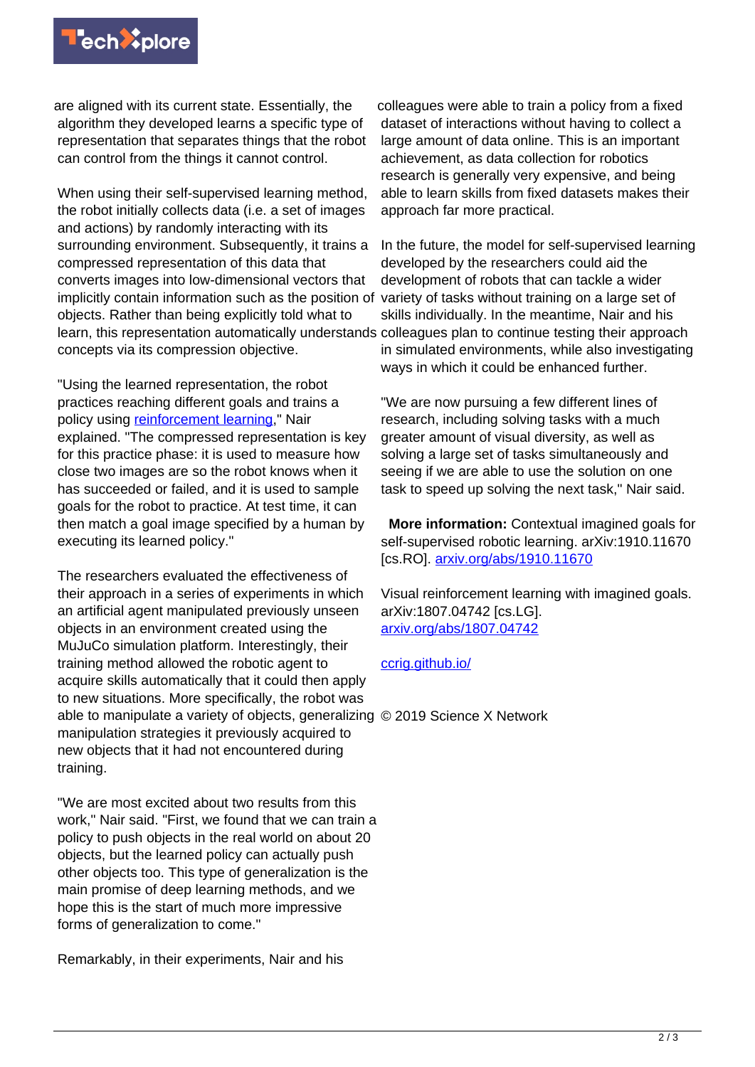are aligned with its current state. Essentially, the algorithm they developed learns a specific type of representation that separates things that the robot can control from the things it cannot control.

When using their self-supervised learning method, the robot initially collects data (i.e. a set of images and actions) by randomly interacting with its surrounding environment. Subsequently, it trains a compressed representation of this data that converts images into low-dimensional vectors that implicitly contain information such as the position of objects. Rather than being explicitly told what to learn, this representation automatically understands concepts via its compression objective.

"Using the learned representation, the robot practices reaching different goals and trains a policy using [reinforcement learning](https://techxplore.com/tags/reinforcement+learning/)," Nair explained. "The compressed representation is key for this practice phase: it is used to measure how close two images are so the robot knows when it has succeeded or failed, and it is used to sample goals for the robot to practice. At test time, it can then match a goal image specified by a human by executing its learned policy."

The researchers evaluated the effectiveness of their approach in a series of experiments in which an artificial agent manipulated previously unseen objects in an environment created using the MuJuCo simulation platform. Interestingly, their training method allowed the robotic agent to acquire skills automatically that it could then apply to new situations. More specifically, the robot was able to manipulate a variety of objects, generalizing manipulation strategies it previously acquired to new objects that it had not encountered during training.

"We are most excited about two results from this work," Nair said. "First, we found that we can train a policy to push objects in the real world on about 20 objects, but the learned policy can actually push other objects too. This type of generalization is the main promise of deep learning methods, and we hope this is the start of much more impressive forms of generalization to come."

Remarkably, in their experiments, Nair and his colleagues were able to train a policy from a fixed dataset of interactions without having to collect a large amount of data online. This is an important achievement, as data collection for robotics research is generally very expensive, and being able to learn skills from fixed datasets makes their approach far more practical.

In the future, the model for self-supervised learning developed by the researchers could aid the development of robots that can tackle a wider variety of tasks without training on a large set of skills individually. In the meantime, Nair and his colleagues plan to continue testing their approach in simulated environments, while also investigating ways in which it could be enhanced further.

"We are now pursuing a few different lines of research, including solving tasks with a much greater amount of visual diversity, as well as solving a large set of tasks simultaneously and seeing if we are able to use the solution on one task to speed up solving the next task," Nair said.

**More information:** Contextual imagined goals for self-supervised robotic learning. arXiv:1910.11670 [cs.RO]. [arxiv.org/abs/1910.11670](https://arxiv.org/abs/1910.11670)

Visual reinforcement learning with imagined goals. arXiv:1807.04742 [cs.LG]. [arxiv.org/abs/1807.04742](https://arxiv.org/abs/1807.04742)

[ccrig.github.io/](https://ccrig.github.io/)

© 2019 Science X Network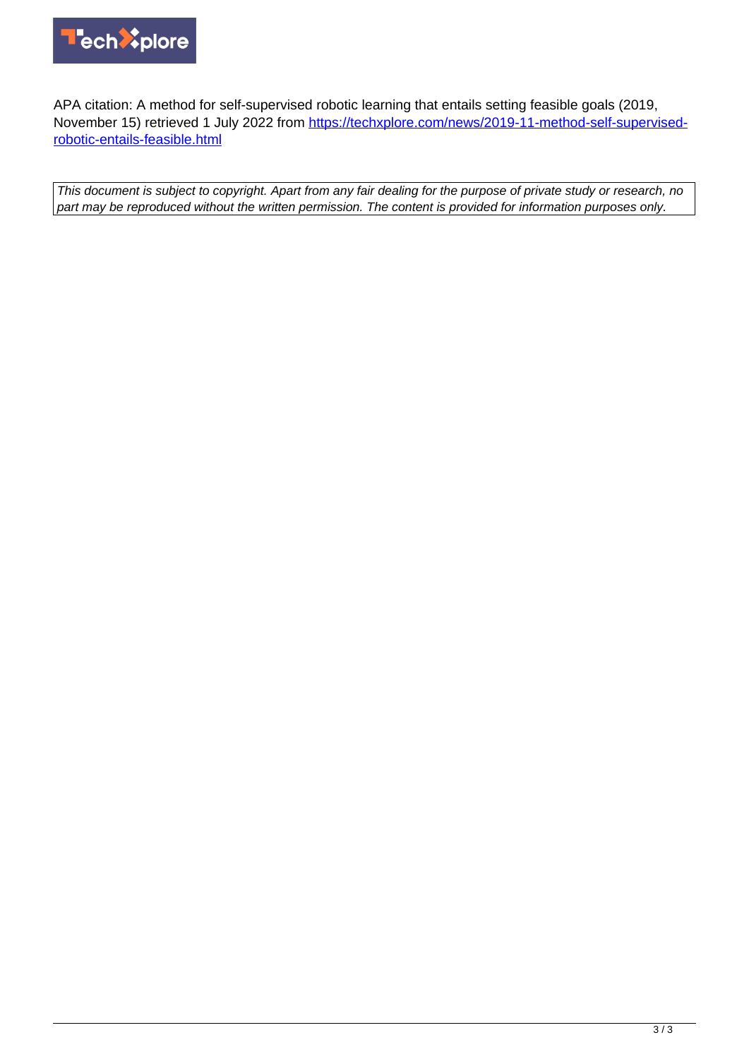APA citation: A method for self-supervised robotic learning that entails setting feasible goals (2019, November 15) retrieved 1 July 2022 from [https://techxplore.com/news/2019-11-method-self-supervised-robotic-entails-feasible.html](https://techxplore.com/news/2019-11-method-self-supervised-robotic-entails-feasible.html)

*This document is subject to copyright. Apart from any fair dealing for the purpose of private study or research, no part may be reproduced without the written permission. The content is provided for information purposes only.*